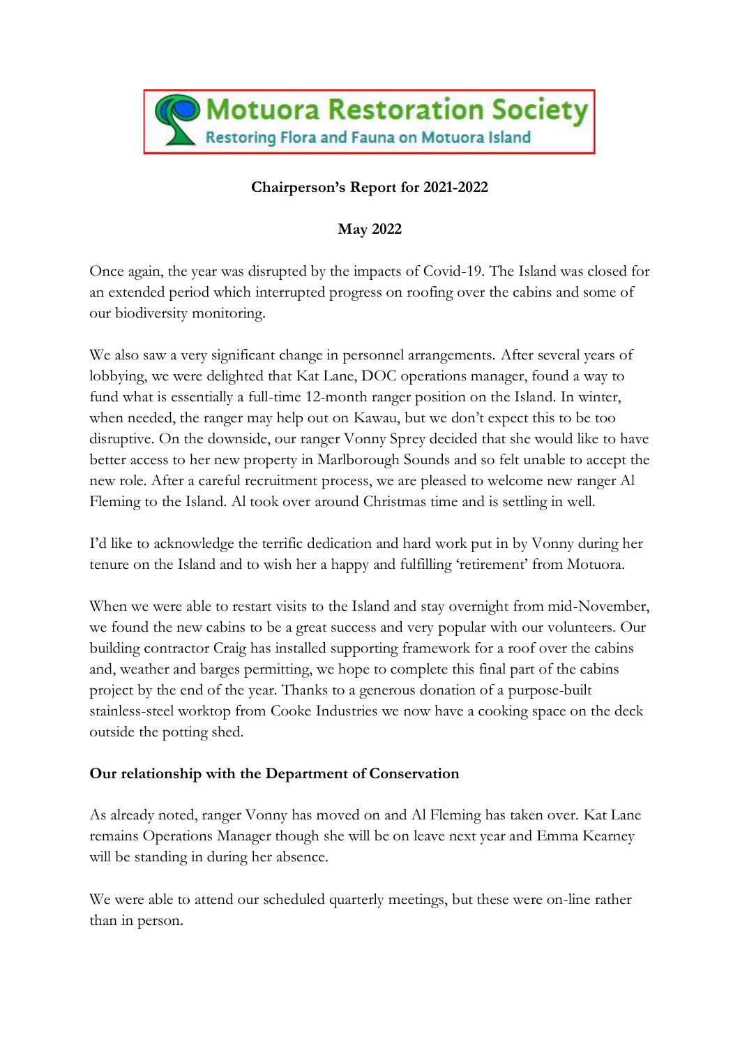**Motuora Restoration Society**

Restoring Flora and Fauna on Motuora Island

**Chairperson's Report for 2021-2022**

**May 2022**

Once again, the year was disrupted by the impacts of Covid-19. The Island was closed for an extended period which interrupted progress on roofing over the cabins and some of our biodiversity monitoring.

We also saw a very significant change in personnel arrangements. After several years of lobbying, we were delighted that Kat Lane, DOC operations manager, found a way to fund what is essentially a full-time 12-month ranger position on the Island. In winter, when needed, the ranger may help out on Kawau, but we don't expect this to be too disruptive. On the downside, our ranger Vonny Sprey decided that she would like to have better access to her new property in Marlborough Sounds and so felt unable to accept the new role. After a careful recruitment process, we are pleased to welcome new ranger Al Fleming to the Island. Al took over around Christmas time and is settling in well.

I'd like to acknowledge the terrific dedication and hard work put in by Vonny during her tenure on the Island and to wish her a happy and fulfilling 'retirement' from Motuora.

When we were able to restart visits to the Island and stay overnight from mid-November, we found the new cabins to be a great success and very popular with our volunteers. Our building contractor Craig has installed supporting framework for a roof over the cabins and, weather and barges permitting, we hope to complete this final part of the cabins project by the end of the year. Thanks to a generous donation of a purpose-built stainless-steel worktop from Cooke Industries we now have a cooking space on the deck outside the potting shed.

## Our relationship with the Department of Conservation

As already noted, ranger Vonny has moved on and Al Fleming has taken over. Kat Lane remains Operations Manager though she will be on leave next year and Emma Kearney will be standing in during her absence.

We were able to attend our scheduled quarterly meetings, but these were on-line rather than in person.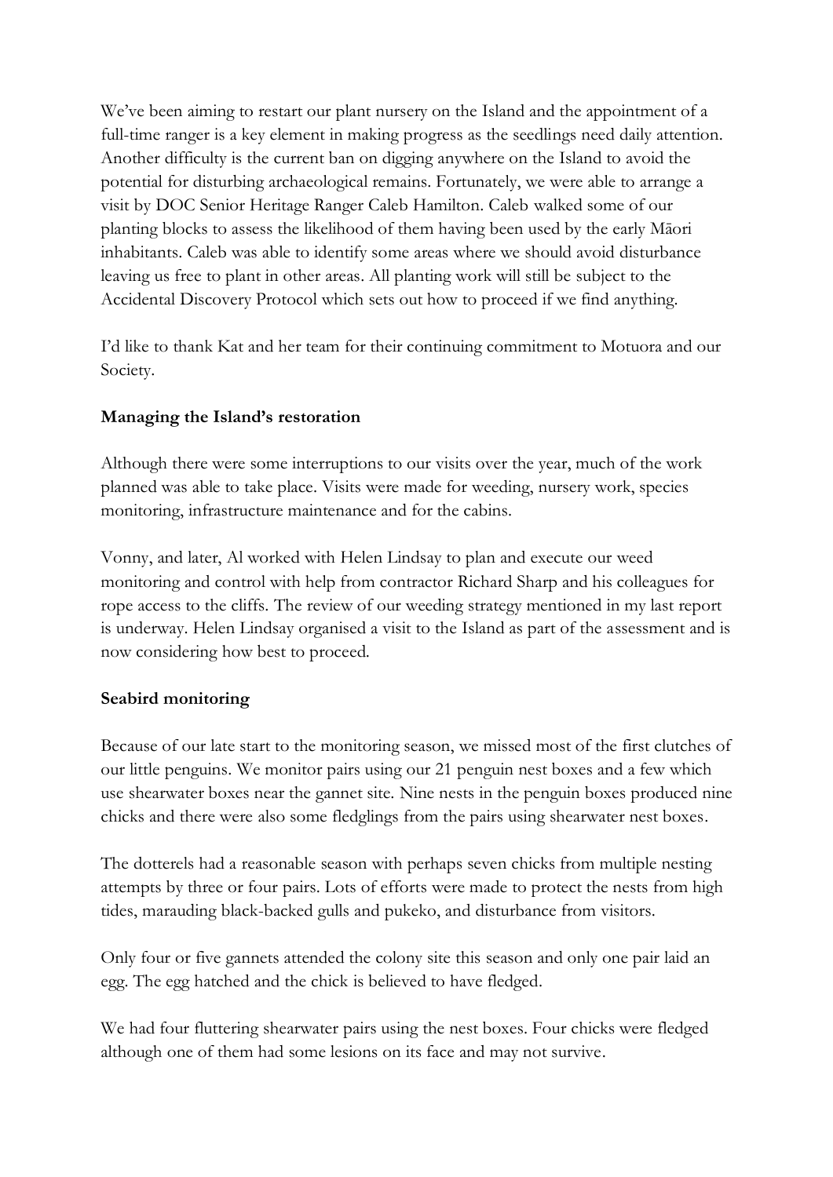We've been aiming to restart our plant nursery on the Island and the appointment of a full-time ranger is a key element in making progress as the seedlings need daily attention. Another difficulty is the current ban on digging anywhere on the Island to avoid the potential for disturbing archaeological remains. Fortunately, we were able to arrange a visit by DOC Senior Heritage Ranger Caleb Hamilton. Caleb walked some of our planting blocks to assess the likelihood of them having been used by the early Māori inhabitants. Caleb was able to identify some areas where we should avoid disturbance leaving us free to plant in other areas. All planting work will still be subject to the Accidental Discovery Protocol which sets out how to proceed if we find anything.

I'd like to thank Kat and her team for their continuing commitment to Motuora and our Society.

**Managing the Island's restoration**

Although there were some interruptions to our visits over the year, much of the work planned was able to take place. Visits were made for weeding, nursery work, species monitoring, infrastructure maintenance and for the cabins.

Vonny, and later, Al worked with Helen Lindsay to plan and execute our weed monitoring and control with help from contractor Richard Sharp and his colleagues for rope access to the cliffs. The review of our weeding strategy mentioned in my last report is underway. Helen Lindsay organised a visit to the Island as part of the assessment and is now considering how best to proceed.

**Seabird monitoring**

Because of our late start to the monitoring season, we missed most of the first clutches of our little penguins. We monitor pairs using our 21 penguin nest boxes and a few which use shearwater boxes near the gannet site. Nine nests in the penguin boxes produced nine chicks and there were also some fledglings from the pairs using shearwater nest boxes.

The dotterels had a reasonable season with perhaps seven chicks from multiple nesting attempts by three or four pairs. Lots of efforts were made to protect the nests from high tides, marauding black-backed gulls and pukeko, and disturbance from visitors.

Only four or five gannets attended the colony site this season and only one pair laid an egg. The egg hatched and the chick is believed to have fledged.

We had four fluttering shearwater pairs using the nest boxes. Four chicks were fledged although one of them had some lesions on its face and may not survive.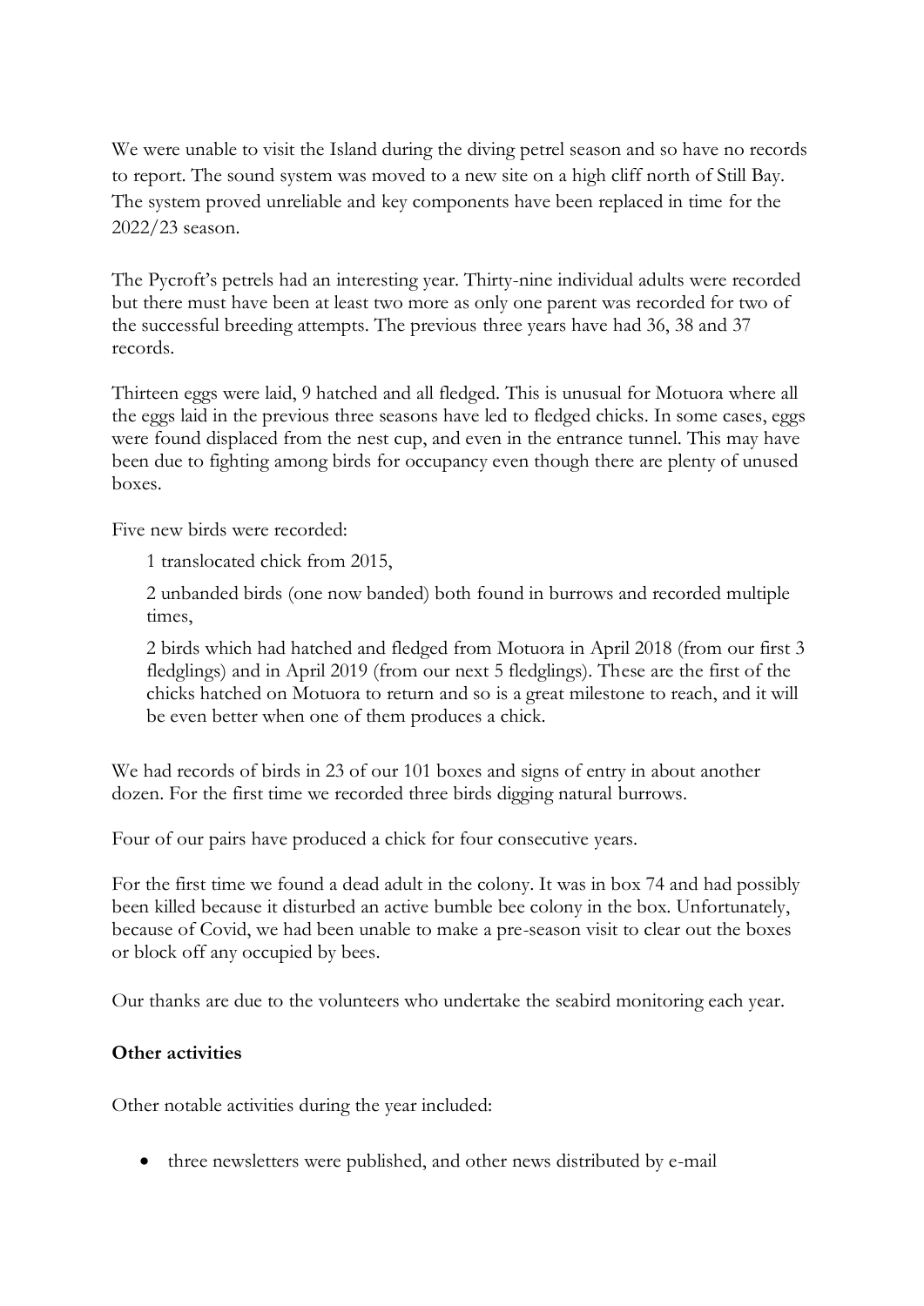We were unable to visit the Island during the diving petrel season and so have no records to report. The sound system was moved to a new site on a high cliff north of Still Bay. The system proved unreliable and key components have been replaced in time for the 2022/23 season.

The Pycroft's petrels had an interesting year. Thirty-nine individual adults were recorded but there must have been at least two more as only one parent was recorded for two of the successful breeding attempts. The previous three years have had 36, 38 and 37 records.

Thirteen eggs were laid, 9 hatched and all fledged. This is unusual for Motuora where all the eggs laid in the previous three seasons have led to fledged chicks. In some cases, eggs were found displaced from the nest cup, and even in the entrance tunnel. This may have been due to fighting among birds for occupancy even though there are plenty of unused boxes.

Five new birds were recorded:

> 1 translocated chick from 2015,
>
> 2 unbanded birds (one now banded) both found in burrows and recorded multiple times,
>
> 2 birds which had hatched and fledged from Motuora in April 2018 (from our first 3 fledglings) and in April 2019 (from our next 5 fledglings). These are the first of the chicks hatched on Motuora to return and so is a great milestone to reach, and it will be even better when one of them produces a chick.

We had records of birds in 23 of our 101 boxes and signs of entry in about another dozen. For the first time we recorded three birds digging natural burrows.

Four of our pairs have produced a chick for four consecutive years.

For the first time we found a dead adult in the colony. It was in box 74 and had possibly been killed because it disturbed an active bumble bee colony in the box. Unfortunately, because of Covid, we had been unable to make a pre-season visit to clear out the boxes or block off any occupied by bees.

Our thanks are due to the volunteers who undertake the seabird monitoring each year.

**Other activities**

Other notable activities during the year included:

- three newsletters were published, and other news distributed by e-mail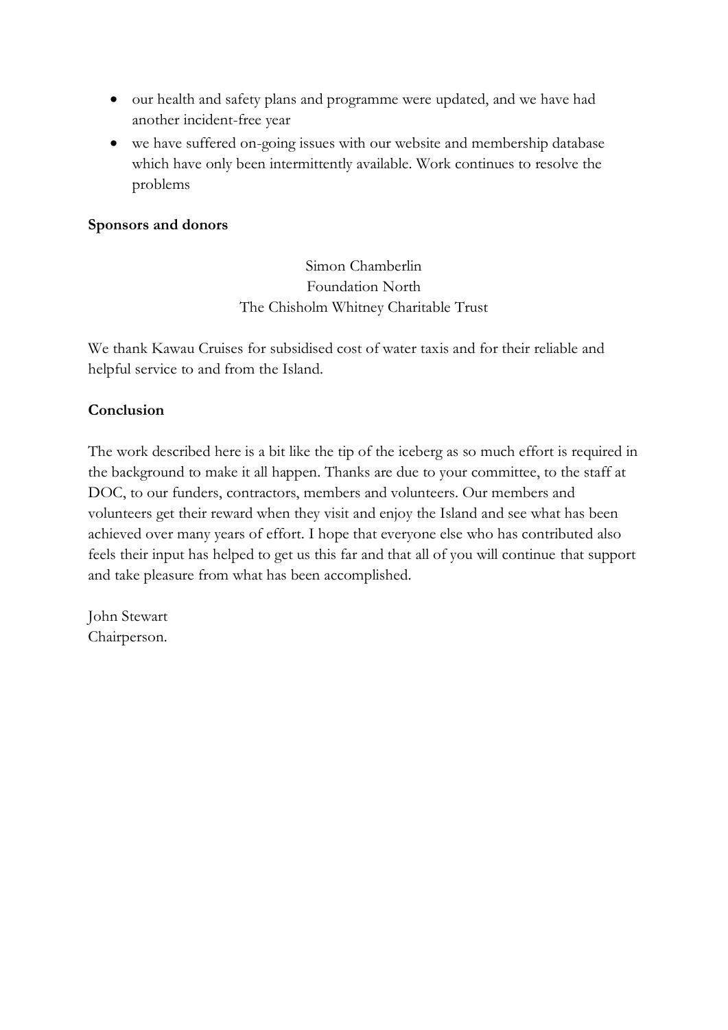- our health and safety plans and programme were updated, and we have had another incident-free year
- we have suffered on-going issues with our website and membership database which have only been intermittently available. Work continues to resolve the problems

**Sponsors and donors**

Simon Chamberlin
Foundation North
The Chisholm Whitney Charitable Trust

We thank Kawau Cruises for subsidised cost of water taxis and for their reliable and helpful service to and from the Island.

**Conclusion**

The work described here is a bit like the tip of the iceberg as so much effort is required in the background to make it all happen. Thanks are due to your committee, to the staff at DOC, to our funders, contractors, members and volunteers. Our members and volunteers get their reward when they visit and enjoy the Island and see what has been achieved over many years of effort. I hope that everyone else who has contributed also feels their input has helped to get us this far and that all of you will continue that support and take pleasure from what has been accomplished.

John Stewart
Chairperson.